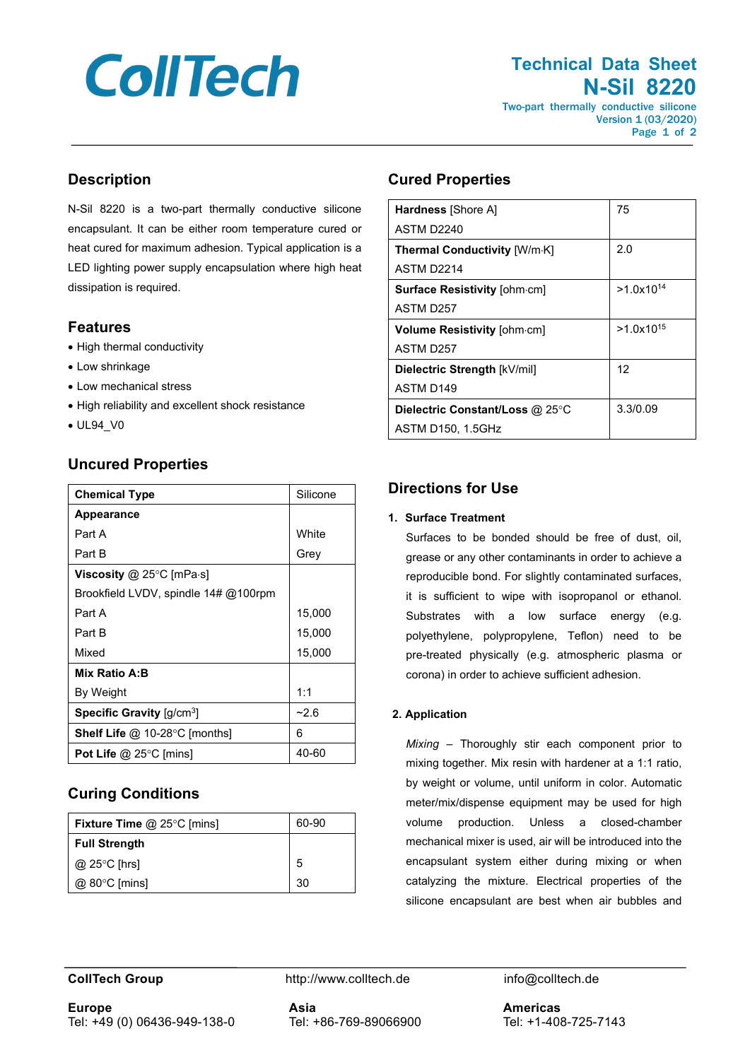# Technical Data Sheet

## N-Sil 8220

Two-part thermally conductive silicone

Version 1 (03/2020)

## Description

N-Sil 8220 is a two-part thermally conductive silicone encapsulant. It can be either room temperature cured or heat cured for maximum adhesion. Typical application is a LED lighting power supply encapsulation where high heat dissipation is required.

## Features

- High thermal conductivity
- Low shrinkage
- Low mechanical stress
- High reliability and excellent shock resistance
- UL94_V0

## Uncured Properties

| Property | Value |
|---|---|
| **Chemical Type** | Silicone |
| **Appearance** | |
| Part A | White |
| Part B | Grey |
| **Viscosity** @ 25°C [mPa·s] | |
| Brookfield LVDV, spindle 14# @100rpm | |
| Part A | 15,000 |
| Part B | 15,000 |
| Mixed | 15,000 |
| **Mix Ratio A:B** | |
| By Weight | 1:1 |
| **Specific Gravity** [g/cm³] | ~2.6 |
| **Shelf Life** @ 10-28°C [months] | 6 |
| **Pot Life** @ 25°C [mins] | 40-60 |

## Curing Conditions

| Condition | Value |
|---|---|
| **Fixture Time** @ 25°C [mins] | 60-90 |
| **Full Strength** | |
| @ 25°C [hrs] | 5 |
| @ 80°C [mins] | 30 |

## Cured Properties

| Property | Value |
|---|---|
| **Hardness** [Shore A] ASTM D2240 | 75 |
| **Thermal Conductivity** [W/m·K] ASTM D2214 | 2.0 |
| **Surface Resistivity** [ohm·cm] ASTM D257 | >1.0x10$^{14}$ |
| **Volume Resistivity** [ohm·cm] ASTM D257 | >1.0x10$^{15}$ |
| **Dielectric Strength** [kV/mil] ASTM D149 | 12 |
| **Dielectric Constant/Loss** @ 25°C ASTM D150, 1.5GHz | 3.3/0.09 |

## Directions for Use

1. **Surface Treatment**

   Surfaces to be bonded should be free of dust, oil, grease or any other contaminants in order to achieve a reproducible bond. For slightly contaminated surfaces, it is sufficient to wipe with isopropanol or ethanol. Substrates with a low surface energy (e.g. polyethylene, polypropylene, Teflon) need to be pre-treated physically (e.g. atmospheric plasma or corona) in order to achieve sufficient adhesion.

2. **Application**

   *Mixing* – Thoroughly stir each component prior to mixing together. Mix resin with hardener at a 1:1 ratio, by weight or volume, until uniform in color. Automatic meter/mix/dispense equipment may be used for high volume production. Unless a closed-chamber mechanical mixer is used, air will be introduced into the encapsulant system either during mixing or when catalyzing the mixture. Electrical properties of the silicone encapsulant are best when air bubbles and

**CollTech Group** http://www.colltech.de info@colltech.de

**Europe**
Tel: +49 (0) 06436-949-138-0

**Asia**
Tel: +86-769-89066900

**Americas**
Tel: +1-408-725-7143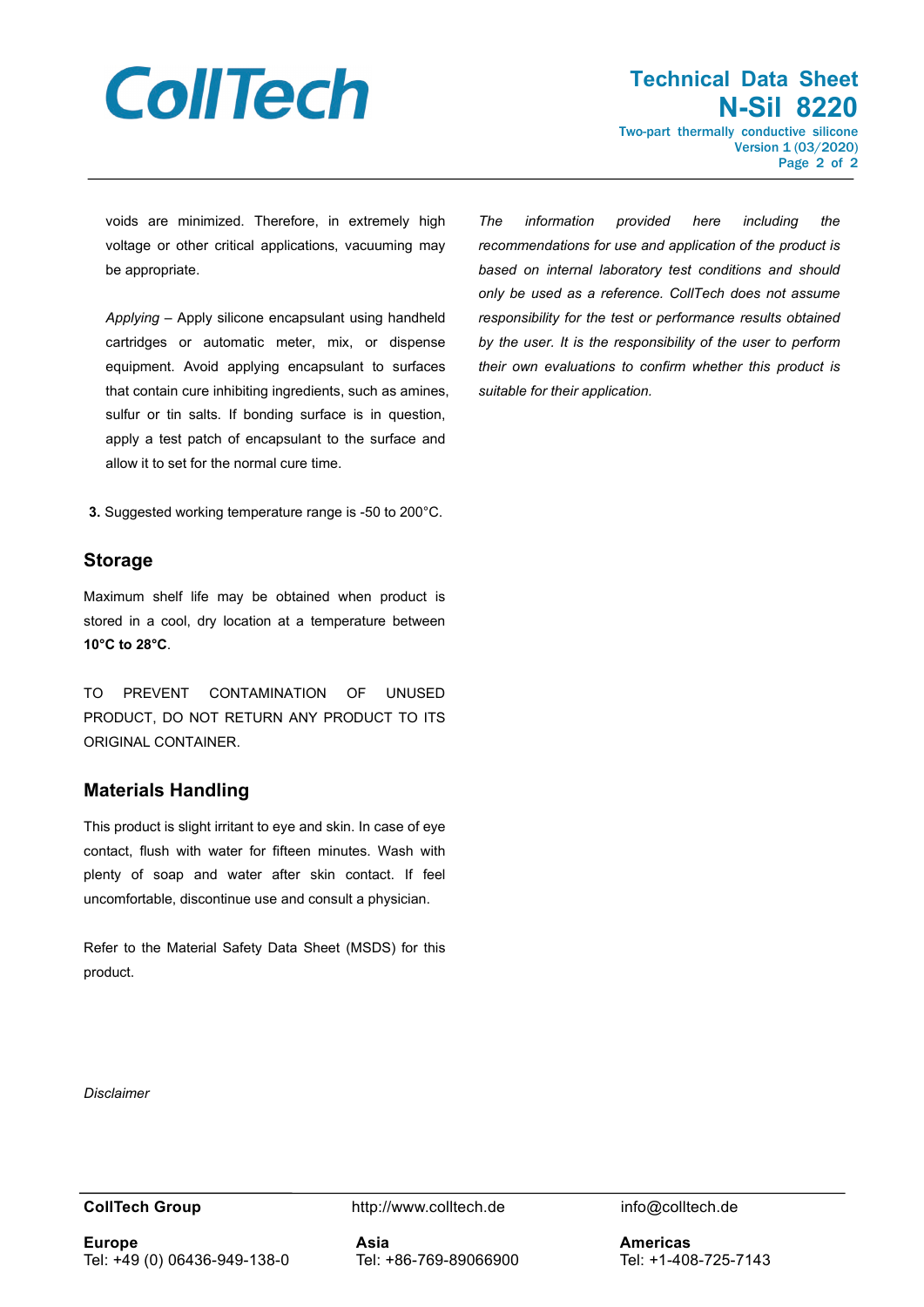voids are minimized. Therefore, in extremely high voltage or other critical applications, vacuuming may be appropriate.

*Applying* – Apply silicone encapsulant using handheld cartridges or automatic meter, mix, or dispense equipment. Avoid applying encapsulant to surfaces that contain cure inhibiting ingredients, such as amines, sulfur or tin salts. If bonding surface is in question, apply a test patch of encapsulant to the surface and allow it to set for the normal cure time.

**3.** Suggested working temperature range is -50 to 200°C.

## Storage

Maximum shelf life may be obtained when product is stored in a cool, dry location at a temperature between **10°C to 28°C**.

TO PREVENT CONTAMINATION OF UNUSED PRODUCT, DO NOT RETURN ANY PRODUCT TO ITS ORIGINAL CONTAINER.

## Materials Handling

This product is slight irritant to eye and skin. In case of eye contact, flush with water for fifteen minutes. Wash with plenty of soap and water after skin contact. If feel uncomfortable, discontinue use and consult a physician.

Refer to the Material Safety Data Sheet (MSDS) for this product.

*Disclaimer*

*The information provided here including the recommendations for use and application of the product is based on internal laboratory test conditions and should only be used as a reference. CollTech does not assume responsibility for the test or performance results obtained by the user. It is the responsibility of the user to perform their own evaluations to confirm whether this product is suitable for their application.*

**CollTech Group** http://www.colltech.de info@colltech.de

**Europe**
Tel: +49 (0) 06436-949-138-0

**Asia**
Tel: +86-769-89066900

**Americas**
Tel: +1-408-725-7143